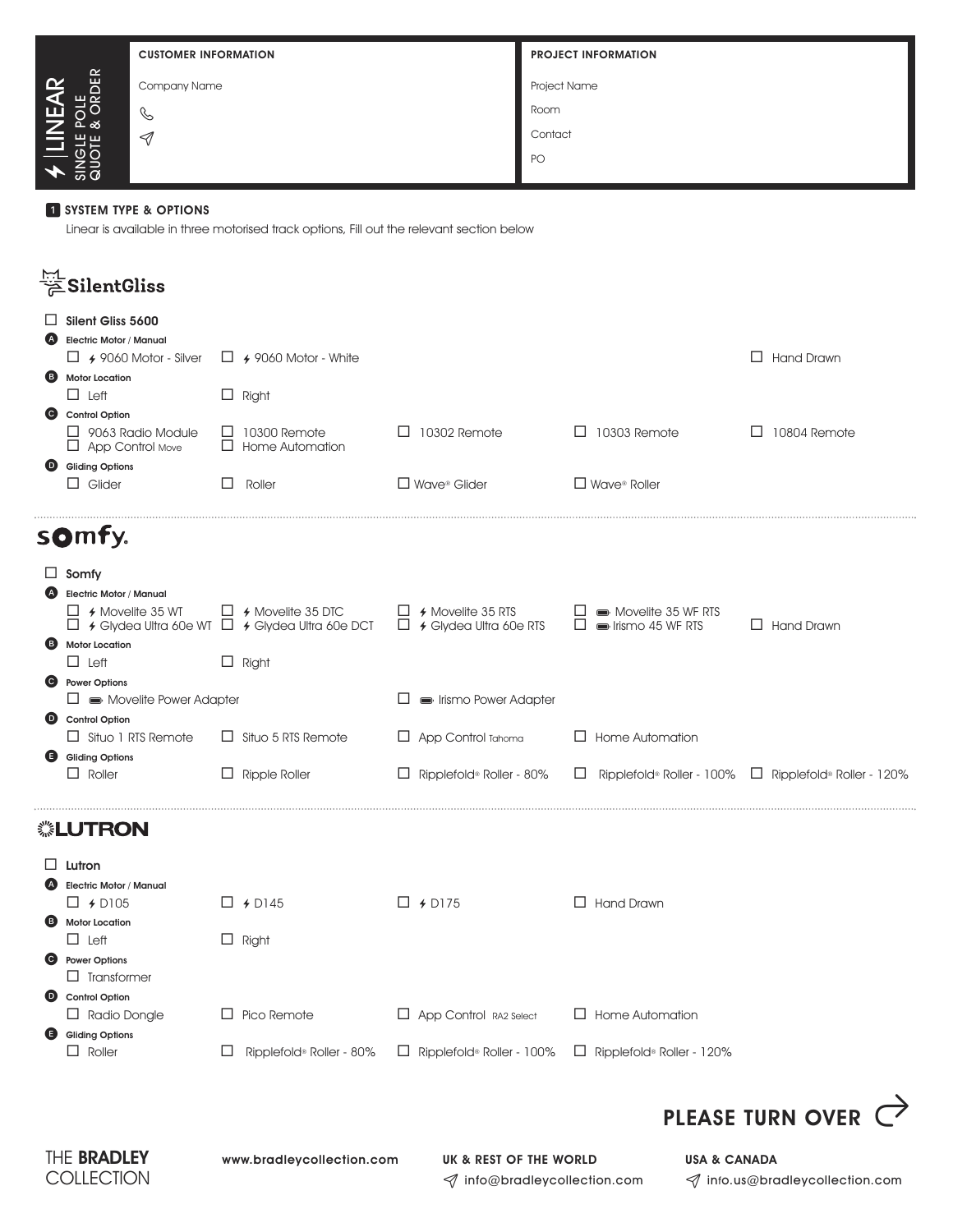# LINEAR
SINGLE POLE QUOTE & ORDER

| CUSTOMER INFORMATION | PROJECT INFORMATION |
|---|---|
| Company Name | Project Name |
| ☏ | Room |
| ✉ | Contact |
| | PO |

## 1 SYSTEM TYPE & OPTIONS

Linear is available in three motorised track options, Fill out the relevant section below

## SilentGliss

☐ **Silent Gliss 5600**

**A Electric Motor / Manual**

☐ 9060 Motor - Silver ☐ 9060 Motor - White ☐ Hand Drawn

**B Motor Location**

☐ Left ☐ Right

**C Control Option**

☐ 9063 Radio Module ☐ App Control Move ☐ 10300 Remote ☐ Home Automation ☐ 10302 Remote ☐ 10303 Remote ☐ 10804 Remote

**D Gliding Options**

☐ Glider ☐ Roller ☐ Wave® Glider ☐ Wave® Roller

## somfy.

☐ **Somfy**

**A Electric Motor / Manual**

☐ Movelite 35 WT ☐ Glydea Ultra 60e WT ☐ Movelite 35 DTC ☐ Glydea Ultra 60e DCT ☐ Movelite 35 RTS ☐ Glydea Ultra 60e RTS ☐ Movelite 35 WF RTS ☐ Irismo 45 WF RTS ☐ Hand Drawn

**B Motor Location**

☐ Left ☐ Right

**C Power Options**

☐ Movelite Power Adapter ☐ Irismo Power Adapter

**D Control Option**

☐ Situo 1 RTS Remote ☐ Situo 5 RTS Remote ☐ App Control Tahoma ☐ Home Automation

**E Gliding Options**

☐ Roller ☐ Ripple Roller ☐ Ripplefold® Roller - 80% ☐ Ripplefold® Roller - 100% ☐ Ripplefold® Roller - 120%

## LUTRON

☐ **Lutron**

**A Electric Motor / Manual**

☐ D105 ☐ D145 ☐ D175 ☐ Hand Drawn

**B Motor Location**

☐ Left ☐ Right

**C Power Options**

☐ Transformer

**D Control Option**

☐ Radio Dongle ☐ Pico Remote ☐ App Control RA2 Select ☐ Home Automation

**E Gliding Options**

☐ Roller ☐ Ripplefold® Roller - 80% ☐ Ripplefold® Roller - 100% ☐ Ripplefold® Roller - 120%

**PLEASE TURN OVER**

THE BRADLEY COLLECTION

www.bradleycollection.com

UK & REST OF THE WORLD
info@bradleycollection.com

USA & CANADA
info.us@bradleycollection.com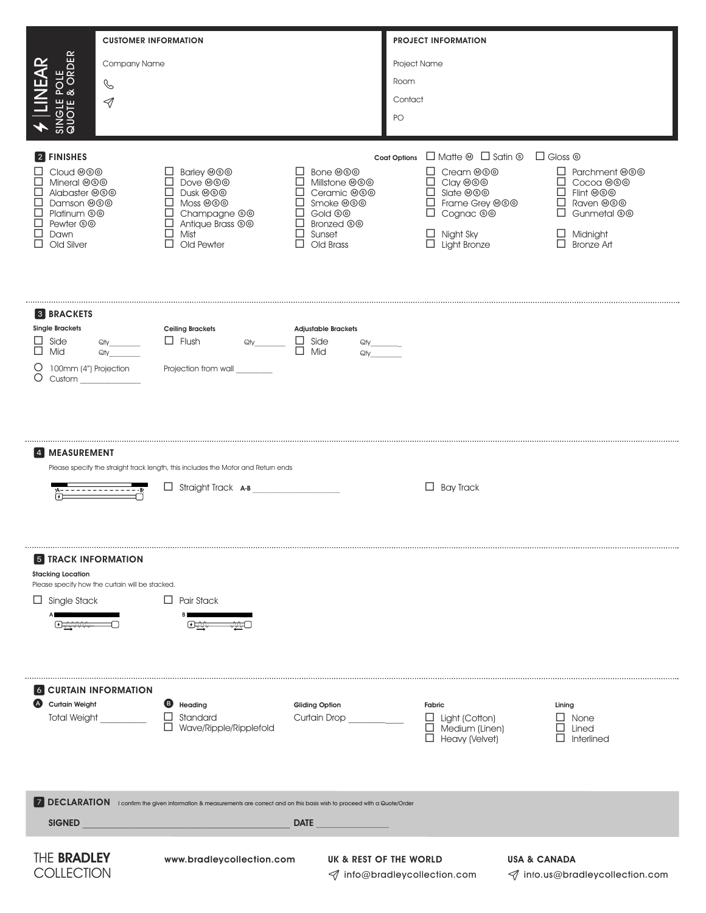LINEAR | SINGLE POLE QUOTE & ORDER

**CUSTOMER INFORMATION**

Company Name

**PROJECT INFORMATION**

Project Name

Room

Contact

PO

## 2 FINISHES

Coat Options ☐ Matte Ⓜ ☐ Satin Ⓢ ☐ Gloss Ⓖ

- ☐ Cloud ⓂⓈⒼ
- ☐ Mineral ⓂⓈⒼ
- ☐ Alabaster ⓂⓈⒼ
- ☐ Damson ⓂⓈⒼ
- ☐ Platinum ⓈⒼ
- ☐ Pewter ⓈⒼ
- ☐ Dawn
- ☐ Old Silver

- ☐ Barley ⓂⓈⒼ
- ☐ Dove ⓂⓈⒼ
- ☐ Dusk ⓂⓈⒼ
- ☐ Moss ⓂⓈⒼ
- ☐ Champagne ⓈⒼ
- ☐ Antique Brass ⓈⒼ
- ☐ Mist
- ☐ Old Pewter

- ☐ Bone ⓂⓈⒼ
- ☐ Millstone ⓂⓈⒼ
- ☐ Ceramic ⓂⓈⒼ
- ☐ Smoke ⓂⓈⒼ
- ☐ Gold ⓈⒼ
- ☐ Bronzed ⓈⒼ
- ☐ Sunset
- ☐ Old Brass

- ☐ Cream ⓂⓈⒼ
- ☐ Clay ⓂⓈⒼ
- ☐ Slate ⓂⓈⒼ
- ☐ Frame Grey ⓂⓈⒼ
- ☐ Cognac ⓈⒼ
- ☐ Night Sky
- ☐ Light Bronze

- ☐ Parchment ⓂⓈⒼ
- ☐ Cocoa ⓂⓈⒼ
- ☐ Flint ⓂⓈⒼ
- ☐ Raven ⓂⓈⒼ
- ☐ Gunmetal ⓈⒼ
- ☐ Midnight
- ☐ Bronze Art

## 3 BRACKETS

**Single Brackets**

- ☐ Side Qty________
- ☐ Mid Qty________
- ○ 100mm (4") Projection
- ○ Custom ______________

**Ceiling Brackets**

- ☐ Flush Qty________

Projection from wall ________

**Adjustable Brackets**

- ☐ Side Qty________
- ☐ Mid Qty________

## 4 MEASUREMENT

Please specify the straight track length, this includes the Motor and Return ends

A - B

☐ Straight Track A-B ____________________

☐ Bay Track

## 5 TRACK INFORMATION

**Stacking Location**

Please specify how the curtain will be stacked.

☐ Single Stack (A)

☐ Pair Stack (B)

## 6 CURTAIN INFORMATION

**A Curtain Weight**

Total Weight __________

**B Heading**

- ☐ Standard
- ☐ Wave/Ripple/Ripplefold

**Gliding Option**

Curtain Drop ____________

**Fabric**

- ☐ Light (Cotton)
- ☐ Medium (Linen)
- ☐ Heavy (Velvet)

**Lining**

- ☐ None
- ☐ Lined
- ☐ Interlined

## 7 DECLARATION

I confirm the given information & measurements are correct and on this basis wish to proceed with a Quote/Order

**SIGNED** ______________________________________________ **DATE** ________________

THE **BRADLEY** COLLECTION

www.bradleycollection.com

**UK & REST OF THE WORLD**

info@bradleycollection.com

**USA & CANADA**

info.us@bradleycollection.com